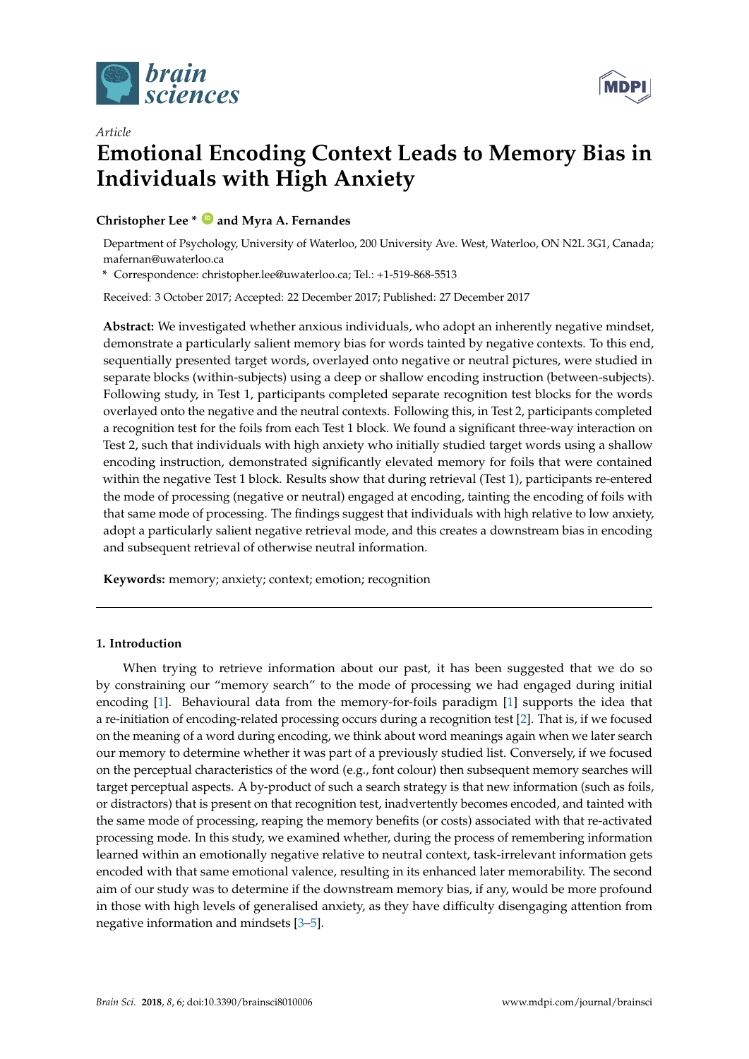*Article*

# Emotional Encoding Context Leads to Memory Bias in Individuals with High Anxiety

**Christopher Lee *** **and Myra A. Fernandes**

Department of Psychology, University of Waterloo, 200 University Ave. West, Waterloo, ON N2L 3G1, Canada; mafernan@uwaterloo.ca

* Correspondence: christopher.lee@uwaterloo.ca; Tel.: +1-519-868-5513

Received: 3 October 2017; Accepted: 22 December 2017; Published: 27 December 2017

**Abstract:** We investigated whether anxious individuals, who adopt an inherently negative mindset, demonstrate a particularly salient memory bias for words tainted by negative contexts. To this end, sequentially presented target words, overlayed onto negative or neutral pictures, were studied in separate blocks (within-subjects) using a deep or shallow encoding instruction (between-subjects). Following study, in Test 1, participants completed separate recognition test blocks for the words overlayed onto the negative and the neutral contexts. Following this, in Test 2, participants completed a recognition test for the foils from each Test 1 block. We found a significant three-way interaction on Test 2, such that individuals with high anxiety who initially studied target words using a shallow encoding instruction, demonstrated significantly elevated memory for foils that were contained within the negative Test 1 block. Results show that during retrieval (Test 1), participants re-entered the mode of processing (negative or neutral) engaged at encoding, tainting the encoding of foils with that same mode of processing. The findings suggest that individuals with high relative to low anxiety, adopt a particularly salient negative retrieval mode, and this creates a downstream bias in encoding and subsequent retrieval of otherwise neutral information.

**Keywords:** memory; anxiety; context; emotion; recognition

## 1. Introduction

When trying to retrieve information about our past, it has been suggested that we do so by constraining our "memory search" to the mode of processing we had engaged during initial encoding [1]. Behavioural data from the memory-for-foils paradigm [1] supports the idea that a re-initiation of encoding-related processing occurs during a recognition test [2]. That is, if we focused on the meaning of a word during encoding, we think about word meanings again when we later search our memory to determine whether it was part of a previously studied list. Conversely, if we focused on the perceptual characteristics of the word (e.g., font colour) then subsequent memory searches will target perceptual aspects. A by-product of such a search strategy is that new information (such as foils, or distractors) that is present on that recognition test, inadvertently becomes encoded, and tainted with the same mode of processing, reaping the memory benefits (or costs) associated with that re-activated processing mode. In this study, we examined whether, during the process of remembering information learned within an emotionally negative relative to neutral context, task-irrelevant information gets encoded with that same emotional valence, resulting in its enhanced later memorability. The second aim of our study was to determine if the downstream memory bias, if any, would be more profound in those with high levels of generalised anxiety, as they have difficulty disengaging attention from negative information and mindsets [3–5].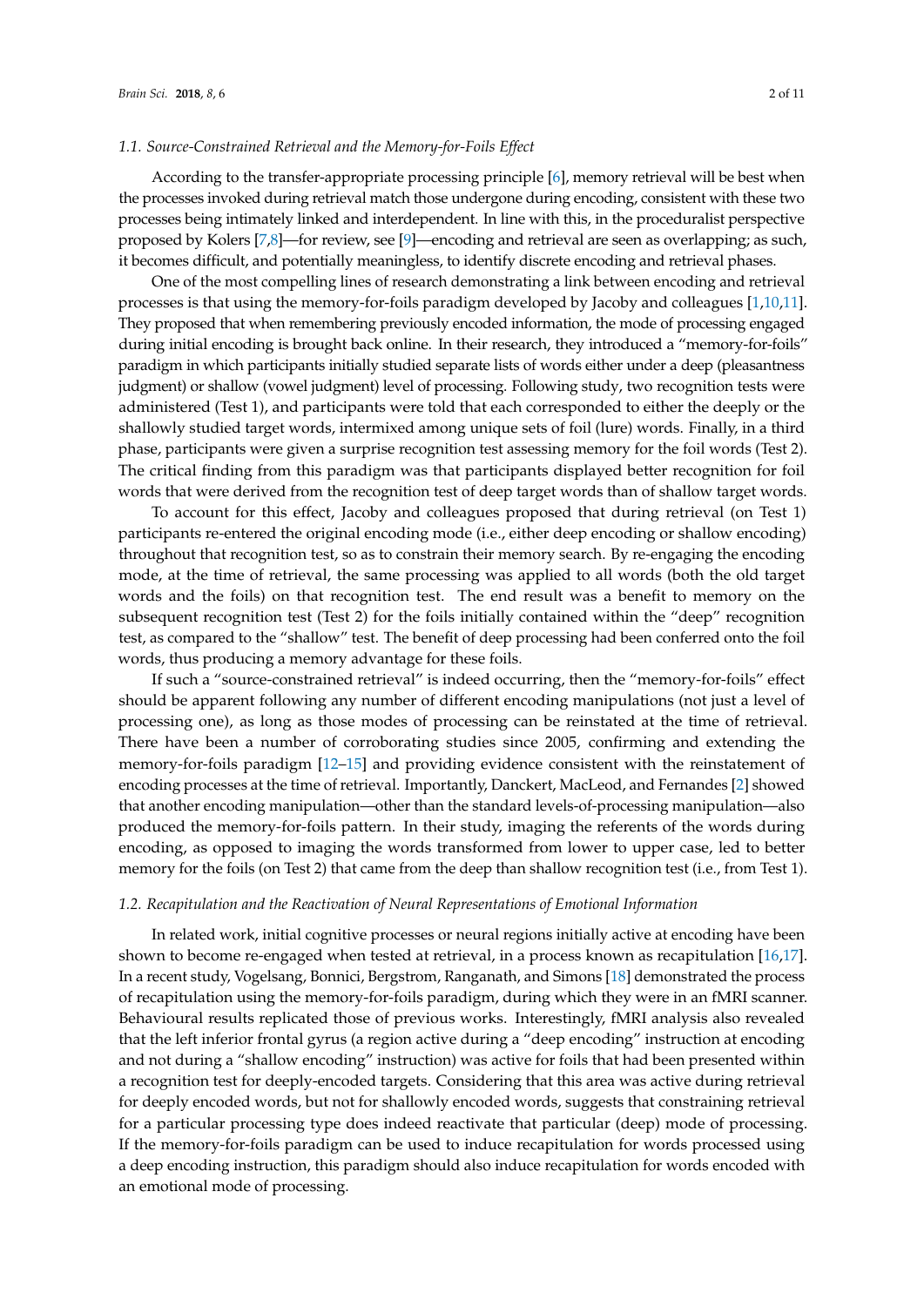### 1.1. Source-Constrained Retrieval and the Memory-for-Foils Effect

According to the transfer-appropriate processing principle [6], memory retrieval will be best when the processes invoked during retrieval match those undergone during encoding, consistent with these two processes being intimately linked and interdependent. In line with this, in the proceduralist perspective proposed by Kolers [7,8]—for review, see [9]—encoding and retrieval are seen as overlapping; as such, it becomes difficult, and potentially meaningless, to identify discrete encoding and retrieval phases.

One of the most compelling lines of research demonstrating a link between encoding and retrieval processes is that using the memory-for-foils paradigm developed by Jacoby and colleagues [1,10,11]. They proposed that when remembering previously encoded information, the mode of processing engaged during initial encoding is brought back online. In their research, they introduced a "memory-for-foils" paradigm in which participants initially studied separate lists of words either under a deep (pleasantness judgment) or shallow (vowel judgment) level of processing. Following study, two recognition tests were administered (Test 1), and participants were told that each corresponded to either the deeply or the shallowly studied target words, intermixed among unique sets of foil (lure) words. Finally, in a third phase, participants were given a surprise recognition test assessing memory for the foil words (Test 2). The critical finding from this paradigm was that participants displayed better recognition for foil words that were derived from the recognition test of deep target words than of shallow target words.

To account for this effect, Jacoby and colleagues proposed that during retrieval (on Test 1) participants re-entered the original encoding mode (i.e., either deep encoding or shallow encoding) throughout that recognition test, so as to constrain their memory search. By re-engaging the encoding mode, at the time of retrieval, the same processing was applied to all words (both the old target words and the foils) on that recognition test. The end result was a benefit to memory on the subsequent recognition test (Test 2) for the foils initially contained within the "deep" recognition test, as compared to the "shallow" test. The benefit of deep processing had been conferred onto the foil words, thus producing a memory advantage for these foils.

If such a "source-constrained retrieval" is indeed occurring, then the "memory-for-foils" effect should be apparent following any number of different encoding manipulations (not just a level of processing one), as long as those modes of processing can be reinstated at the time of retrieval. There have been a number of corroborating studies since 2005, confirming and extending the memory-for-foils paradigm [12–15] and providing evidence consistent with the reinstatement of encoding processes at the time of retrieval. Importantly, Danckert, MacLeod, and Fernandes [2] showed that another encoding manipulation—other than the standard levels-of-processing manipulation—also produced the memory-for-foils pattern. In their study, imaging the referents of the words during encoding, as opposed to imaging the words transformed from lower to upper case, led to better memory for the foils (on Test 2) that came from the deep than shallow recognition test (i.e., from Test 1).

### 1.2. Recapitulation and the Reactivation of Neural Representations of Emotional Information

In related work, initial cognitive processes or neural regions initially active at encoding have been shown to become re-engaged when tested at retrieval, in a process known as recapitulation [16,17]. In a recent study, Vogelsang, Bonnici, Bergstrom, Ranganath, and Simons [18] demonstrated the process of recapitulation using the memory-for-foils paradigm, during which they were in an fMRI scanner. Behavioural results replicated those of previous works. Interestingly, fMRI analysis also revealed that the left inferior frontal gyrus (a region active during a "deep encoding" instruction at encoding and not during a "shallow encoding" instruction) was active for foils that had been presented within a recognition test for deeply-encoded targets. Considering that this area was active during retrieval for deeply encoded words, but not for shallowly encoded words, suggests that constraining retrieval for a particular processing type does indeed reactivate that particular (deep) mode of processing. If the memory-for-foils paradigm can be used to induce recapitulation for words processed using a deep encoding instruction, this paradigm should also induce recapitulation for words encoded with an emotional mode of processing.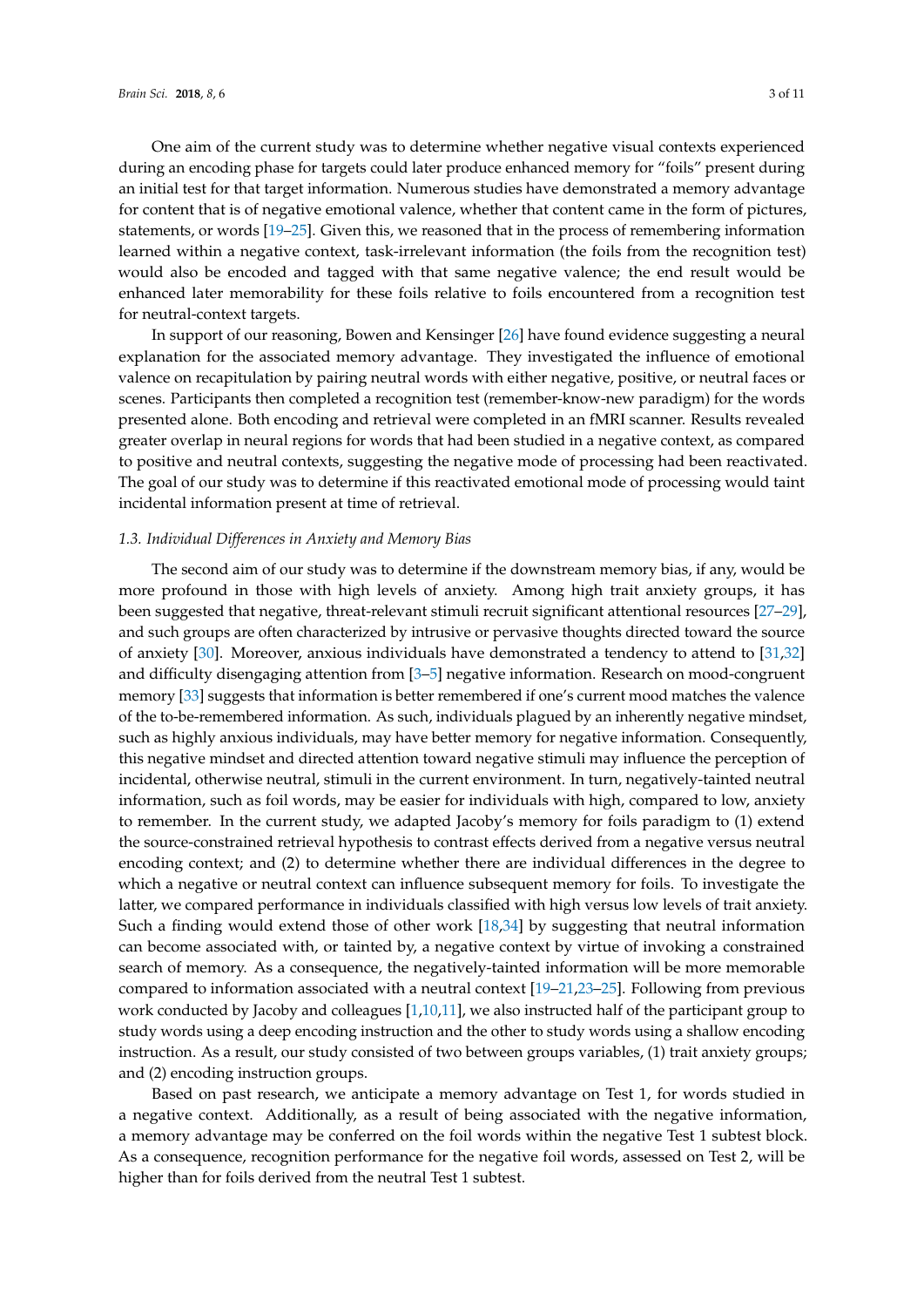One aim of the current study was to determine whether negative visual contexts experienced during an encoding phase for targets could later produce enhanced memory for "foils" present during an initial test for that target information. Numerous studies have demonstrated a memory advantage for content that is of negative emotional valence, whether that content came in the form of pictures, statements, or words [19–25]. Given this, we reasoned that in the process of remembering information learned within a negative context, task-irrelevant information (the foils from the recognition test) would also be encoded and tagged with that same negative valence; the end result would be enhanced later memorability for these foils relative to foils encountered from a recognition test for neutral-context targets.

In support of our reasoning, Bowen and Kensinger [26] have found evidence suggesting a neural explanation for the associated memory advantage. They investigated the influence of emotional valence on recapitulation by pairing neutral words with either negative, positive, or neutral faces or scenes. Participants then completed a recognition test (remember-know-new paradigm) for the words presented alone. Both encoding and retrieval were completed in an fMRI scanner. Results revealed greater overlap in neural regions for words that had been studied in a negative context, as compared to positive and neutral contexts, suggesting the negative mode of processing had been reactivated. The goal of our study was to determine if this reactivated emotional mode of processing would taint incidental information present at time of retrieval.

### *1.3. Individual Differences in Anxiety and Memory Bias*

The second aim of our study was to determine if the downstream memory bias, if any, would be more profound in those with high levels of anxiety. Among high trait anxiety groups, it has been suggested that negative, threat-relevant stimuli recruit significant attentional resources [27–29], and such groups are often characterized by intrusive or pervasive thoughts directed toward the source of anxiety [30]. Moreover, anxious individuals have demonstrated a tendency to attend to [31,32] and difficulty disengaging attention from [3–5] negative information. Research on mood-congruent memory [33] suggests that information is better remembered if one's current mood matches the valence of the to-be-remembered information. As such, individuals plagued by an inherently negative mindset, such as highly anxious individuals, may have better memory for negative information. Consequently, this negative mindset and directed attention toward negative stimuli may influence the perception of incidental, otherwise neutral, stimuli in the current environment. In turn, negatively-tainted neutral information, such as foil words, may be easier for individuals with high, compared to low, anxiety to remember. In the current study, we adapted Jacoby's memory for foils paradigm to (1) extend the source-constrained retrieval hypothesis to contrast effects derived from a negative versus neutral encoding context; and (2) to determine whether there are individual differences in the degree to which a negative or neutral context can influence subsequent memory for foils. To investigate the latter, we compared performance in individuals classified with high versus low levels of trait anxiety. Such a finding would extend those of other work [18,34] by suggesting that neutral information can become associated with, or tainted by, a negative context by virtue of invoking a constrained search of memory. As a consequence, the negatively-tainted information will be more memorable compared to information associated with a neutral context [19–21,23–25]. Following from previous work conducted by Jacoby and colleagues [1,10,11], we also instructed half of the participant group to study words using a deep encoding instruction and the other to study words using a shallow encoding instruction. As a result, our study consisted of two between groups variables, (1) trait anxiety groups; and (2) encoding instruction groups.

Based on past research, we anticipate a memory advantage on Test 1, for words studied in a negative context. Additionally, as a result of being associated with the negative information, a memory advantage may be conferred on the foil words within the negative Test 1 subtest block. As a consequence, recognition performance for the negative foil words, assessed on Test 2, will be higher than for foils derived from the neutral Test 1 subtest.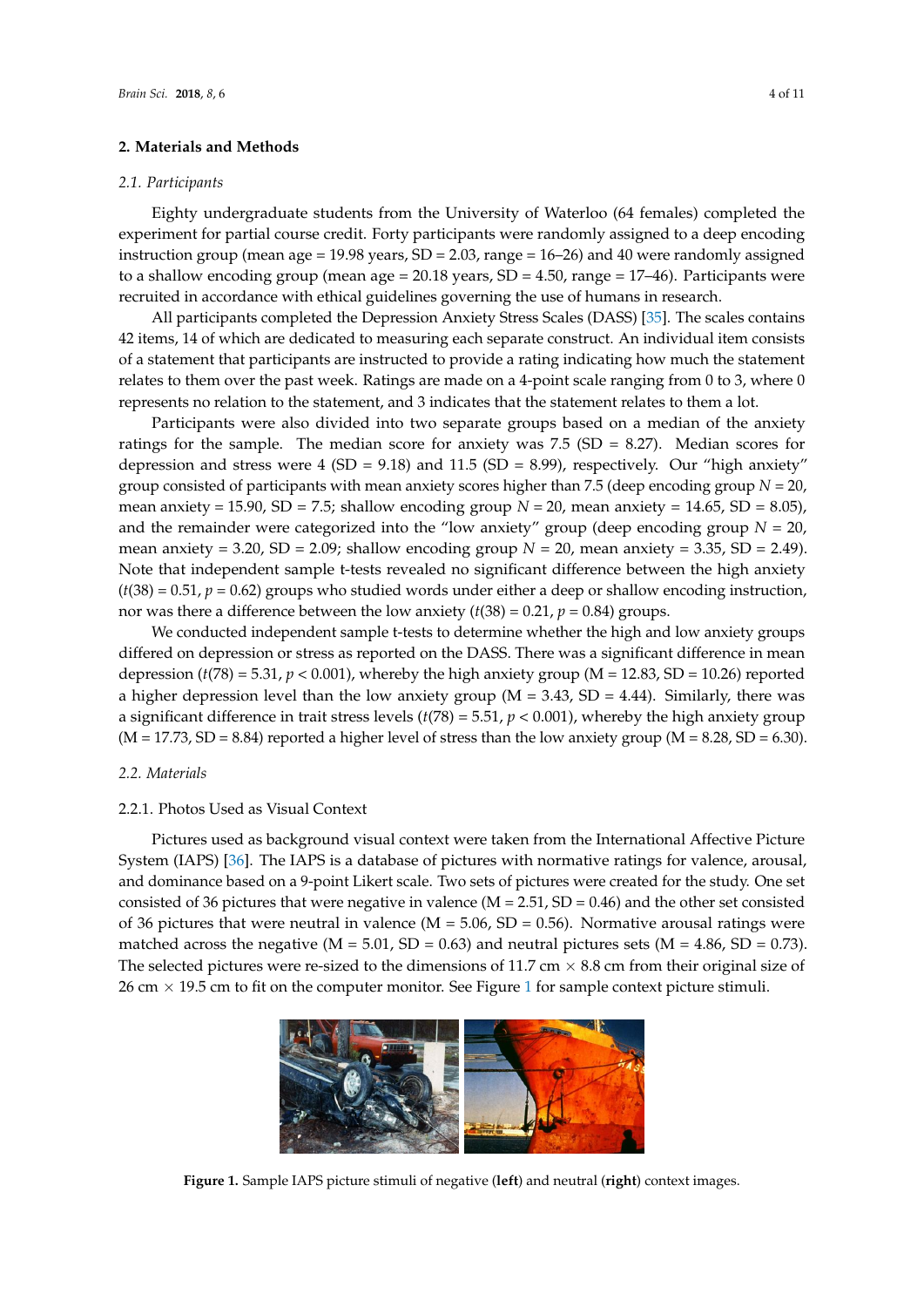## 2. Materials and Methods

### 2.1. Participants

Eighty undergraduate students from the University of Waterloo (64 females) completed the experiment for partial course credit. Forty participants were randomly assigned to a deep encoding instruction group (mean age = 19.98 years, SD = 2.03, range = 16–26) and 40 were randomly assigned to a shallow encoding group (mean age = 20.18 years, SD = 4.50, range = 17–46). Participants were recruited in accordance with ethical guidelines governing the use of humans in research.

All participants completed the Depression Anxiety Stress Scales (DASS) [35]. The scales contains 42 items, 14 of which are dedicated to measuring each separate construct. An individual item consists of a statement that participants are instructed to provide a rating indicating how much the statement relates to them over the past week. Ratings are made on a 4-point scale ranging from 0 to 3, where 0 represents no relation to the statement, and 3 indicates that the statement relates to them a lot.

Participants were also divided into two separate groups based on a median of the anxiety ratings for the sample. The median score for anxiety was 7.5 (SD = 8.27). Median scores for depression and stress were 4 (SD = 9.18) and 11.5 (SD = 8.99), respectively. Our "high anxiety" group consisted of participants with mean anxiety scores higher than 7.5 (deep encoding group $N = 20$, mean anxiety = 15.90, SD = 7.5; shallow encoding group $N = 20$, mean anxiety = 14.65, SD = 8.05), and the remainder were categorized into the "low anxiety" group (deep encoding group $N = 20$, mean anxiety = 3.20, SD = 2.09; shallow encoding group $N = 20$, mean anxiety = 3.35, SD = 2.49). Note that independent sample t-tests revealed no significant difference between the high anxiety ($t(38) = 0.51$, $p = 0.62$) groups who studied words under either a deep or shallow encoding instruction, nor was there a difference between the low anxiety ($t(38) = 0.21$, $p = 0.84$) groups.

We conducted independent sample t-tests to determine whether the high and low anxiety groups differed on depression or stress as reported on the DASS. There was a significant difference in mean depression ($t(78) = 5.31$, $p < 0.001$), whereby the high anxiety group (M = 12.83, SD = 10.26) reported a higher depression level than the low anxiety group (M = 3.43, SD = 4.44). Similarly, there was a significant difference in trait stress levels ($t(78) = 5.51$, $p < 0.001$), whereby the high anxiety group (M = 17.73, SD = 8.84) reported a higher level of stress than the low anxiety group (M = 8.28, SD = 6.30).

### 2.2. Materials

#### 2.2.1. Photos Used as Visual Context

Pictures used as background visual context were taken from the International Affective Picture System (IAPS) [36]. The IAPS is a database of pictures with normative ratings for valence, arousal, and dominance based on a 9-point Likert scale. Two sets of pictures were created for the study. One set consisted of 36 pictures that were negative in valence (M = 2.51, SD = 0.46) and the other set consisted of 36 pictures that were neutral in valence (M = 5.06, SD = 0.56). Normative arousal ratings were matched across the negative (M = 5.01, SD = 0.63) and neutral pictures sets (M = 4.86, SD = 0.73). The selected pictures were re-sized to the dimensions of 11.7 cm × 8.8 cm from their original size of 26 cm × 19.5 cm to fit on the computer monitor. See Figure 1 for sample context picture stimuli.

**Figure 1.** Sample IAPS picture stimuli of negative (**left**) and neutral (**right**) context images.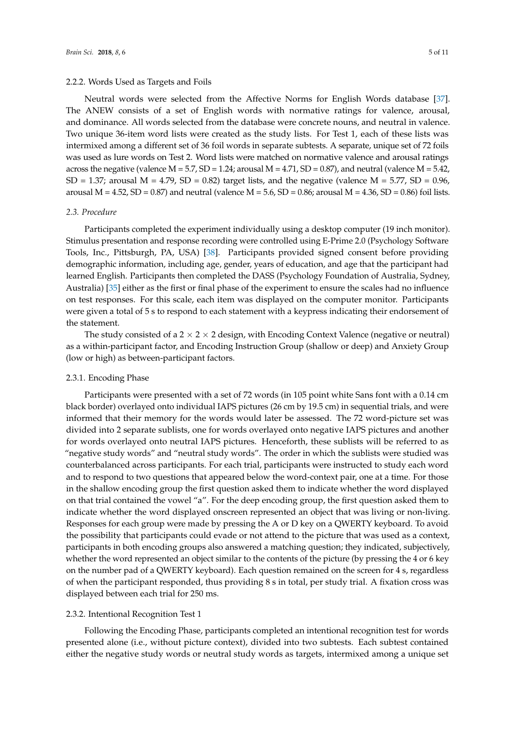#### 2.2.2. Words Used as Targets and Foils

Neutral words were selected from the Affective Norms for English Words database [37]. The ANEW consists of a set of English words with normative ratings for valence, arousal, and dominance. All words selected from the database were concrete nouns, and neutral in valence. Two unique 36-item word lists were created as the study lists. For Test 1, each of these lists was intermixed among a different set of 36 foil words in separate subtests. A separate, unique set of 72 foils was used as lure words on Test 2. Word lists were matched on normative valence and arousal ratings across the negative (valence M = 5.7, SD = 1.24; arousal M = 4.71, SD = 0.87), and neutral (valence M = 5.42, SD = 1.37; arousal M = 4.79, SD = 0.82) target lists, and the negative (valence M = 5.77, SD = 0.96, arousal M = 4.52, SD = 0.87) and neutral (valence M = 5.6, SD = 0.86; arousal M = 4.36, SD = 0.86) foil lists.

### *2.3. Procedure*

Participants completed the experiment individually using a desktop computer (19 inch monitor). Stimulus presentation and response recording were controlled using E-Prime 2.0 (Psychology Software Tools, Inc., Pittsburgh, PA, USA) [38]. Participants provided signed consent before providing demographic information, including age, gender, years of education, and age that the participant had learned English. Participants then completed the DASS (Psychology Foundation of Australia, Sydney, Australia) [35] either as the first or final phase of the experiment to ensure the scales had no influence on test responses. For this scale, each item was displayed on the computer monitor. Participants were given a total of 5 s to respond to each statement with a keypress indicating their endorsement of the statement.

The study consisted of a 2 × 2 × 2 design, with Encoding Context Valence (negative or neutral) as a within-participant factor, and Encoding Instruction Group (shallow or deep) and Anxiety Group (low or high) as between-participant factors.

#### 2.3.1. Encoding Phase

Participants were presented with a set of 72 words (in 105 point white Sans font with a 0.14 cm black border) overlayed onto individual IAPS pictures (26 cm by 19.5 cm) in sequential trials, and were informed that their memory for the words would later be assessed. The 72 word-picture set was divided into 2 separate sublists, one for words overlayed onto negative IAPS pictures and another for words overlayed onto neutral IAPS pictures. Henceforth, these sublists will be referred to as "negative study words" and "neutral study words". The order in which the sublists were studied was counterbalanced across participants. For each trial, participants were instructed to study each word and to respond to two questions that appeared below the word-context pair, one at a time. For those in the shallow encoding group the first question asked them to indicate whether the word displayed on that trial contained the vowel "a". For the deep encoding group, the first question asked them to indicate whether the word displayed onscreen represented an object that was living or non-living. Responses for each group were made by pressing the A or D key on a QWERTY keyboard. To avoid the possibility that participants could evade or not attend to the picture that was used as a context, participants in both encoding groups also answered a matching question; they indicated, subjectively, whether the word represented an object similar to the contents of the picture (by pressing the 4 or 6 key on the number pad of a QWERTY keyboard). Each question remained on the screen for 4 s, regardless of when the participant responded, thus providing 8 s in total, per study trial. A fixation cross was displayed between each trial for 250 ms.

#### 2.3.2. Intentional Recognition Test 1

Following the Encoding Phase, participants completed an intentional recognition test for words presented alone (i.e., without picture context), divided into two subtests. Each subtest contained either the negative study words or neutral study words as targets, intermixed among a unique set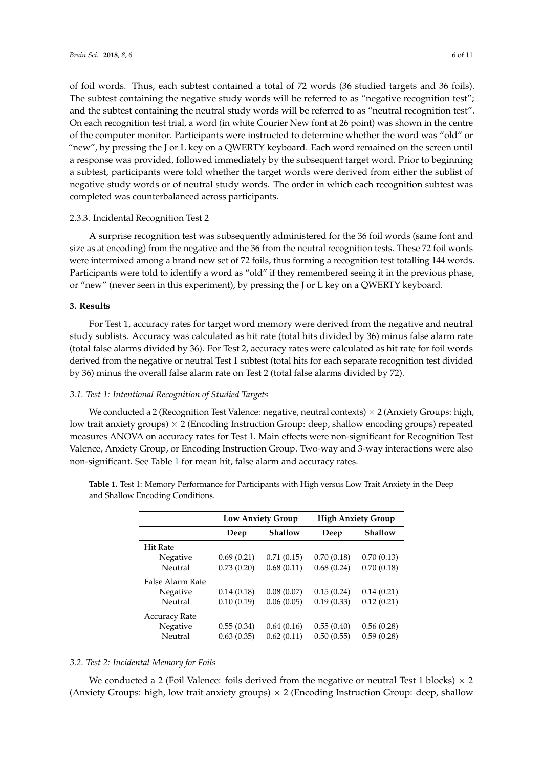of foil words. Thus, each subtest contained a total of 72 words (36 studied targets and 36 foils). The subtest containing the negative study words will be referred to as "negative recognition test"; and the subtest containing the neutral study words will be referred to as "neutral recognition test". On each recognition test trial, a word (in white Courier New font at 26 point) was shown in the centre of the computer monitor. Participants were instructed to determine whether the word was "old" or "new", by pressing the J or L key on a QWERTY keyboard. Each word remained on the screen until a response was provided, followed immediately by the subsequent target word. Prior to beginning a subtest, participants were told whether the target words were derived from either the sublist of negative study words or of neutral study words. The order in which each recognition subtest was completed was counterbalanced across participants.

#### 2.3.3. Incidental Recognition Test 2

A surprise recognition test was subsequently administered for the 36 foil words (same font and size as at encoding) from the negative and the 36 from the neutral recognition tests. These 72 foil words were intermixed among a brand new set of 72 foils, thus forming a recognition test totalling 144 words. Participants were told to identify a word as "old" if they remembered seeing it in the previous phase, or "new" (never seen in this experiment), by pressing the J or L key on a QWERTY keyboard.

## 3. Results

For Test 1, accuracy rates for target word memory were derived from the negative and neutral study sublists. Accuracy was calculated as hit rate (total hits divided by 36) minus false alarm rate (total false alarms divided by 36). For Test 2, accuracy rates were calculated as hit rate for foil words derived from the negative or neutral Test 1 subtest (total hits for each separate recognition test divided by 36) minus the overall false alarm rate on Test 2 (total false alarms divided by 72).

### 3.1. Test 1: Intentional Recognition of Studied Targets

We conducted a 2 (Recognition Test Valence: negative, neutral contexts) × 2 (Anxiety Groups: high, low trait anxiety groups) × 2 (Encoding Instruction Group: deep, shallow encoding groups) repeated measures ANOVA on accuracy rates for Test 1. Main effects were non-significant for Recognition Test Valence, Anxiety Group, or Encoding Instruction Group. Two-way and 3-way interactions were also non-significant. See Table 1 for mean hit, false alarm and accuracy rates.

**Table 1.** Test 1: Memory Performance for Participants with High versus Low Trait Anxiety in the Deep and Shallow Encoding Conditions.

| | Low Anxiety Group | | High Anxiety Group | |
|---|---|---|---|---|
| | Deep | Shallow | Deep | Shallow |
| Hit Rate | | | | |
| Negative | 0.69 (0.21) | 0.71 (0.15) | 0.70 (0.18) | 0.70 (0.13) |
| Neutral | 0.73 (0.20) | 0.68 (0.11) | 0.68 (0.24) | 0.70 (0.18) |
| False Alarm Rate | | | | |
| Negative | 0.14 (0.18) | 0.08 (0.07) | 0.15 (0.24) | 0.14 (0.21) |
| Neutral | 0.10 (0.19) | 0.06 (0.05) | 0.19 (0.33) | 0.12 (0.21) |
| Accuracy Rate | | | | |
| Negative | 0.55 (0.34) | 0.64 (0.16) | 0.55 (0.40) | 0.56 (0.28) |
| Neutral | 0.63 (0.35) | 0.62 (0.11) | 0.50 (0.55) | 0.59 (0.28) |

### 3.2. Test 2: Incidental Memory for Foils

We conducted a 2 (Foil Valence: foils derived from the negative or neutral Test 1 blocks) × 2 (Anxiety Groups: high, low trait anxiety groups) × 2 (Encoding Instruction Group: deep, shallow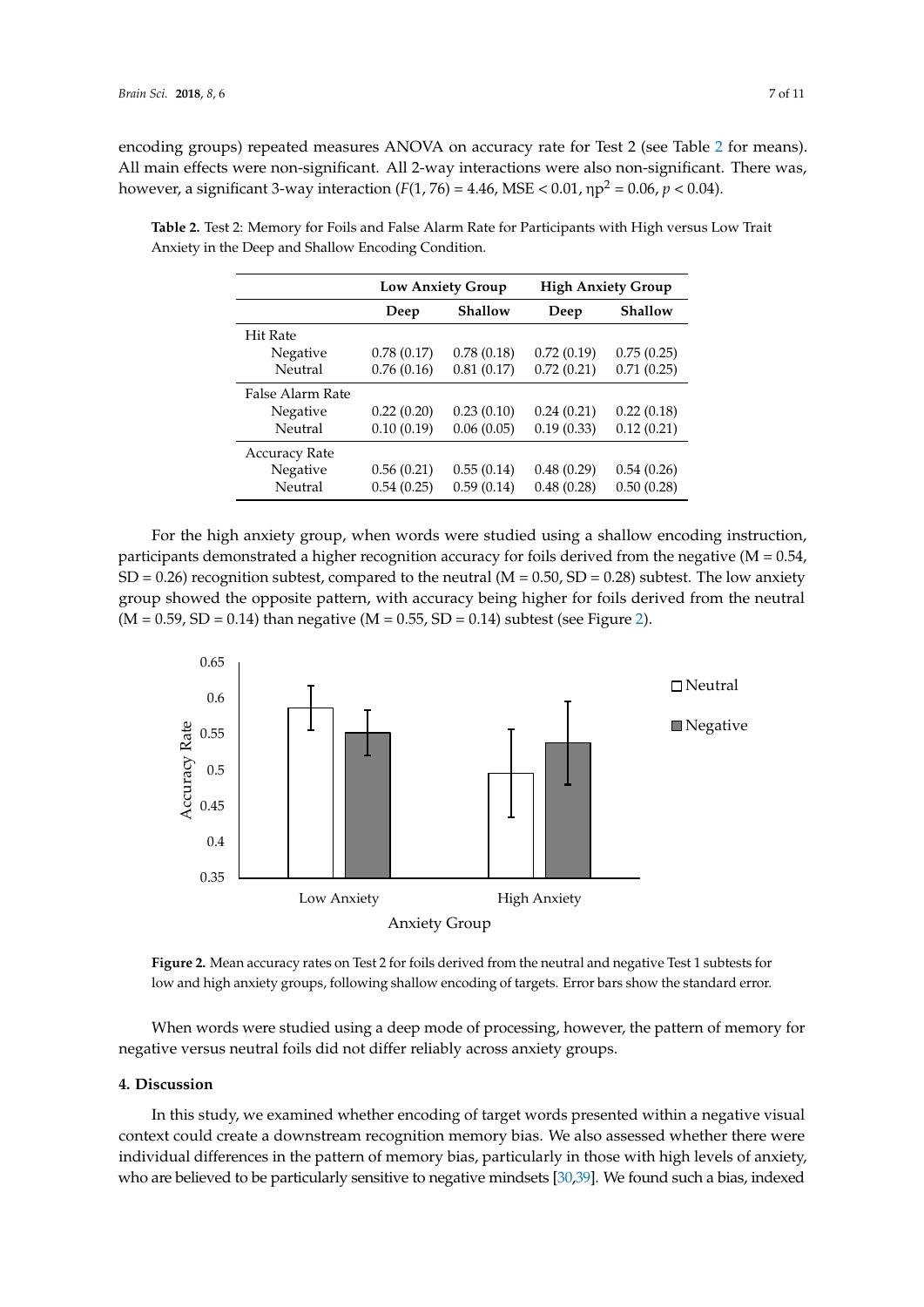encoding groups) repeated measures ANOVA on accuracy rate for Test 2 (see Table 2 for means). All main effects were non-significant. All 2-way interactions were also non-significant. There was, however, a significant 3-way interaction ($F(1, 76) = 4.46$, MSE < 0.01, $\eta p^2 = 0.06$, $p < 0.04$).

**Table 2.** Test 2: Memory for Foils and False Alarm Rate for Participants with High versus Low Trait Anxiety in the Deep and Shallow Encoding Condition.

| | **Low Anxiety Group** | | **High Anxiety Group** | |
|---|---|---|---|---|
| | **Deep** | **Shallow** | **Deep** | **Shallow** |
| Hit Rate | | | | |
| Negative | 0.78 (0.17) | 0.78 (0.18) | 0.72 (0.19) | 0.75 (0.25) |
| Neutral | 0.76 (0.16) | 0.81 (0.17) | 0.72 (0.21) | 0.71 (0.25) |
| False Alarm Rate | | | | |
| Negative | 0.22 (0.20) | 0.23 (0.10) | 0.24 (0.21) | 0.22 (0.18) |
| Neutral | 0.10 (0.19) | 0.06 (0.05) | 0.19 (0.33) | 0.12 (0.21) |
| Accuracy Rate | | | | |
| Negative | 0.56 (0.21) | 0.55 (0.14) | 0.48 (0.29) | 0.54 (0.26) |
| Neutral | 0.54 (0.25) | 0.59 (0.14) | 0.48 (0.28) | 0.50 (0.28) |

For the high anxiety group, when words were studied using a shallow encoding instruction, participants demonstrated a higher recognition accuracy for foils derived from the negative (M = 0.54, SD = 0.26) recognition subtest, compared to the neutral (M = 0.50, SD = 0.28) subtest. The low anxiety group showed the opposite pattern, with accuracy being higher for foils derived from the neutral (M = 0.59, SD = 0.14) than negative (M = 0.55, SD = 0.14) subtest (see Figure 2).

**Figure 2.** Mean accuracy rates on Test 2 for foils derived from the neutral and negative Test 1 subtests for low and high anxiety groups, following shallow encoding of targets. Error bars show the standard error.

When words were studied using a deep mode of processing, however, the pattern of memory for negative versus neutral foils did not differ reliably across anxiety groups.

## 4. Discussion

In this study, we examined whether encoding of target words presented within a negative visual context could create a downstream recognition memory bias. We also assessed whether there were individual differences in the pattern of memory bias, particularly in those with high levels of anxiety, who are believed to be particularly sensitive to negative mindsets [30,39]. We found such a bias, indexed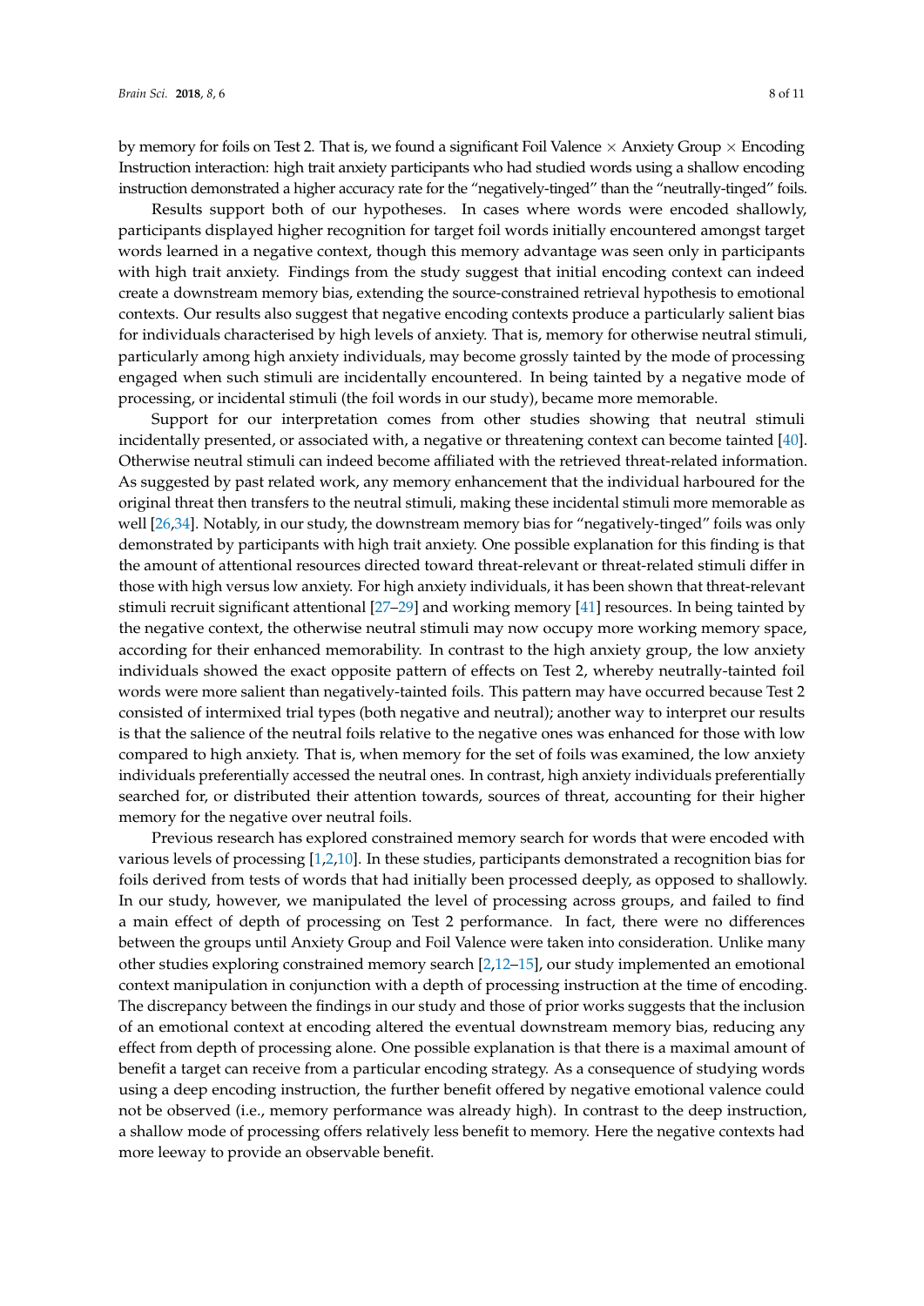by memory for foils on Test 2. That is, we found a significant Foil Valence × Anxiety Group × Encoding Instruction interaction: high trait anxiety participants who had studied words using a shallow encoding instruction demonstrated a higher accuracy rate for the "negatively-tinged" than the "neutrally-tinged" foils.

Results support both of our hypotheses. In cases where words were encoded shallowly, participants displayed higher recognition for target foil words initially encountered amongst target words learned in a negative context, though this memory advantage was seen only in participants with high trait anxiety. Findings from the study suggest that initial encoding context can indeed create a downstream memory bias, extending the source-constrained retrieval hypothesis to emotional contexts. Our results also suggest that negative encoding contexts produce a particularly salient bias for individuals characterised by high levels of anxiety. That is, memory for otherwise neutral stimuli, particularly among high anxiety individuals, may become grossly tainted by the mode of processing engaged when such stimuli are incidentally encountered. In being tainted by a negative mode of processing, or incidental stimuli (the foil words in our study), became more memorable.

Support for our interpretation comes from other studies showing that neutral stimuli incidentally presented, or associated with, a negative or threatening context can become tainted [40]. Otherwise neutral stimuli can indeed become affiliated with the retrieved threat-related information. As suggested by past related work, any memory enhancement that the individual harboured for the original threat then transfers to the neutral stimuli, making these incidental stimuli more memorable as well [26,34]. Notably, in our study, the downstream memory bias for "negatively-tinged" foils was only demonstrated by participants with high trait anxiety. One possible explanation for this finding is that the amount of attentional resources directed toward threat-relevant or threat-related stimuli differ in those with high versus low anxiety. For high anxiety individuals, it has been shown that threat-relevant stimuli recruit significant attentional [27–29] and working memory [41] resources. In being tainted by the negative context, the otherwise neutral stimuli may now occupy more working memory space, according for their enhanced memorability. In contrast to the high anxiety group, the low anxiety individuals showed the exact opposite pattern of effects on Test 2, whereby neutrally-tainted foil words were more salient than negatively-tainted foils. This pattern may have occurred because Test 2 consisted of intermixed trial types (both negative and neutral); another way to interpret our results is that the salience of the neutral foils relative to the negative ones was enhanced for those with low compared to high anxiety. That is, when memory for the set of foils was examined, the low anxiety individuals preferentially accessed the neutral ones. In contrast, high anxiety individuals preferentially searched for, or distributed their attention towards, sources of threat, accounting for their higher memory for the negative over neutral foils.

Previous research has explored constrained memory search for words that were encoded with various levels of processing [1,2,10]. In these studies, participants demonstrated a recognition bias for foils derived from tests of words that had initially been processed deeply, as opposed to shallowly. In our study, however, we manipulated the level of processing across groups, and failed to find a main effect of depth of processing on Test 2 performance. In fact, there were no differences between the groups until Anxiety Group and Foil Valence were taken into consideration. Unlike many other studies exploring constrained memory search [2,12–15], our study implemented an emotional context manipulation in conjunction with a depth of processing instruction at the time of encoding. The discrepancy between the findings in our study and those of prior works suggests that the inclusion of an emotional context at encoding altered the eventual downstream memory bias, reducing any effect from depth of processing alone. One possible explanation is that there is a maximal amount of benefit a target can receive from a particular encoding strategy. As a consequence of studying words using a deep encoding instruction, the further benefit offered by negative emotional valence could not be observed (i.e., memory performance was already high). In contrast to the deep instruction, a shallow mode of processing offers relatively less benefit to memory. Here the negative contexts had more leeway to provide an observable benefit.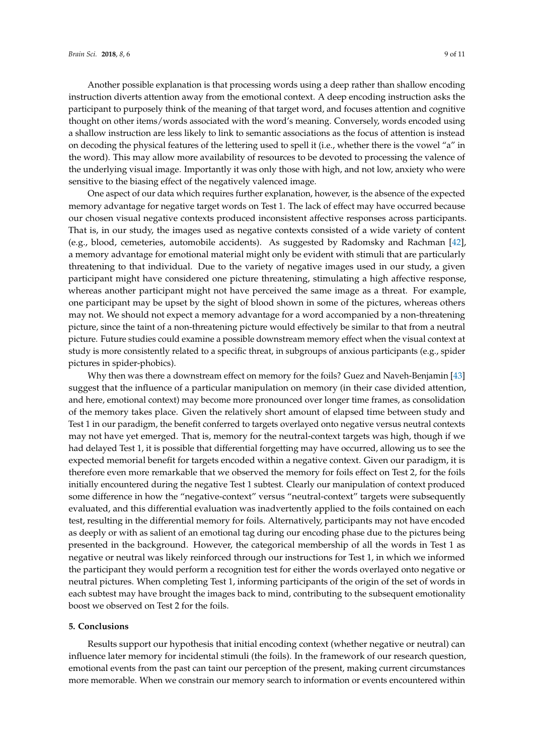Another possible explanation is that processing words using a deep rather than shallow encoding instruction diverts attention away from the emotional context. A deep encoding instruction asks the participant to purposely think of the meaning of that target word, and focuses attention and cognitive thought on other items/words associated with the word's meaning. Conversely, words encoded using a shallow instruction are less likely to link to semantic associations as the focus of attention is instead on decoding the physical features of the lettering used to spell it (i.e., whether there is the vowel "a" in the word). This may allow more availability of resources to be devoted to processing the valence of the underlying visual image. Importantly it was only those with high, and not low, anxiety who were sensitive to the biasing effect of the negatively valenced image.

One aspect of our data which requires further explanation, however, is the absence of the expected memory advantage for negative target words on Test 1. The lack of effect may have occurred because our chosen visual negative contexts produced inconsistent affective responses across participants. That is, in our study, the images used as negative contexts consisted of a wide variety of content (e.g., blood, cemeteries, automobile accidents). As suggested by Radomsky and Rachman [42], a memory advantage for emotional material might only be evident with stimuli that are particularly threatening to that individual. Due to the variety of negative images used in our study, a given participant might have considered one picture threatening, stimulating a high affective response, whereas another participant might not have perceived the same image as a threat. For example, one participant may be upset by the sight of blood shown in some of the pictures, whereas others may not. We should not expect a memory advantage for a word accompanied by a non-threatening picture, since the taint of a non-threatening picture would effectively be similar to that from a neutral picture. Future studies could examine a possible downstream memory effect when the visual context at study is more consistently related to a specific threat, in subgroups of anxious participants (e.g., spider pictures in spider-phobics).

Why then was there a downstream effect on memory for the foils? Guez and Naveh-Benjamin [43] suggest that the influence of a particular manipulation on memory (in their case divided attention, and here, emotional context) may become more pronounced over longer time frames, as consolidation of the memory takes place. Given the relatively short amount of elapsed time between study and Test 1 in our paradigm, the benefit conferred to targets overlayed onto negative versus neutral contexts may not have yet emerged. That is, memory for the neutral-context targets was high, though if we had delayed Test 1, it is possible that differential forgetting may have occurred, allowing us to see the expected memorial benefit for targets encoded within a negative context. Given our paradigm, it is therefore even more remarkable that we observed the memory for foils effect on Test 2, for the foils initially encountered during the negative Test 1 subtest. Clearly our manipulation of context produced some difference in how the "negative-context" versus "neutral-context" targets were subsequently evaluated, and this differential evaluation was inadvertently applied to the foils contained on each test, resulting in the differential memory for foils. Alternatively, participants may not have encoded as deeply or with as salient of an emotional tag during our encoding phase due to the pictures being presented in the background. However, the categorical membership of all the words in Test 1 as negative or neutral was likely reinforced through our instructions for Test 1, in which we informed the participant they would perform a recognition test for either the words overlayed onto negative or neutral pictures. When completing Test 1, informing participants of the origin of the set of words in each subtest may have brought the images back to mind, contributing to the subsequent emotionality boost we observed on Test 2 for the foils.

## 5. Conclusions

Results support our hypothesis that initial encoding context (whether negative or neutral) can influence later memory for incidental stimuli (the foils). In the framework of our research question, emotional events from the past can taint our perception of the present, making current circumstances more memorable. When we constrain our memory search to information or events encountered within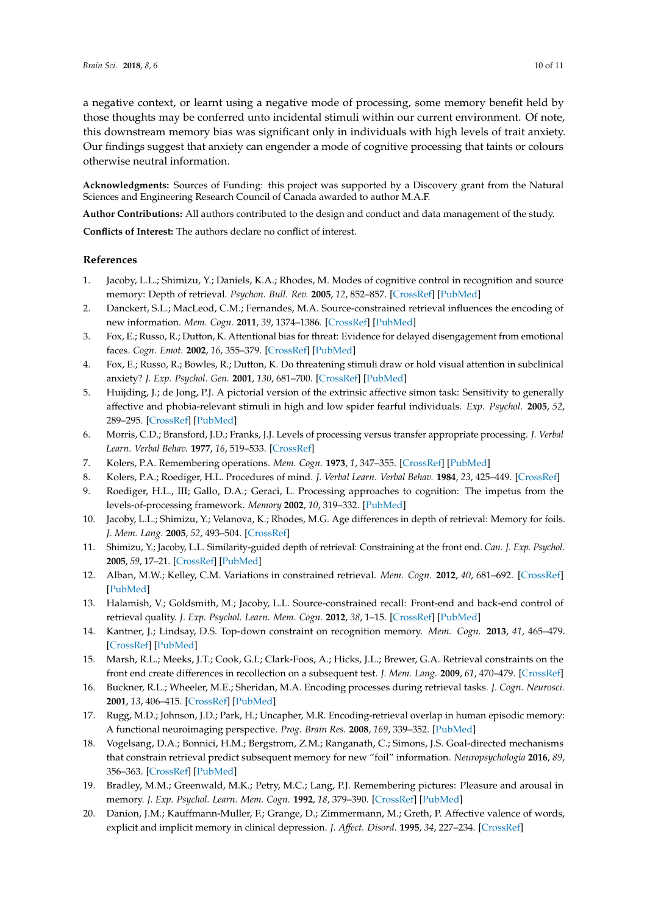a negative context, or learnt using a negative mode of processing, some memory benefit held by those thoughts may be conferred unto incidental stimuli within our current environment. Of note, this downstream memory bias was significant only in individuals with high levels of trait anxiety. Our findings suggest that anxiety can engender a mode of cognitive processing that taints or colours otherwise neutral information.

**Acknowledgments:** Sources of Funding: this project was supported by a Discovery grant from the Natural Sciences and Engineering Research Council of Canada awarded to author M.A.F.

**Author Contributions:** All authors contributed to the design and conduct and data management of the study.

**Conflicts of Interest:** The authors declare no conflict of interest.

## References

1. Jacoby, L.L.; Shimizu, Y.; Daniels, K.A.; Rhodes, M. Modes of cognitive control in recognition and source memory: Depth of retrieval. *Psychon. Bull. Rev.* **2005**, *12*, 852–857. [CrossRef] [PubMed]
2. Danckert, S.L.; MacLeod, C.M.; Fernandes, M.A. Source-constrained retrieval influences the encoding of new information. *Mem. Cogn.* **2011**, *39*, 1374–1386. [CrossRef] [PubMed]
3. Fox, E.; Russo, R.; Dutton, K. Attentional bias for threat: Evidence for delayed disengagement from emotional faces. *Cogn. Emot.* **2002**, *16*, 355–379. [CrossRef] [PubMed]
4. Fox, E.; Russo, R.; Bowles, R.; Dutton, K. Do threatening stimuli draw or hold visual attention in subclinical anxiety? *J. Exp. Psychol. Gen.* **2001**, *130*, 681–700. [CrossRef] [PubMed]
5. Huijding, J.; de Jong, P.J. A pictorial version of the extrinsic affective simon task: Sensitivity to generally affective and phobia-relevant stimuli in high and low spider fearful individuals. *Exp. Psychol.* **2005**, *52*, 289–295. [CrossRef] [PubMed]
6. Morris, C.D.; Bransford, J.D.; Franks, J.J. Levels of processing versus transfer appropriate processing. *J. Verbal Learn. Verbal Behav.* **1977**, *16*, 519–533. [CrossRef]
7. Kolers, P.A. Remembering operations. *Mem. Cogn.* **1973**, *1*, 347–355. [CrossRef] [PubMed]
8. Kolers, P.A.; Roediger, H.L. Procedures of mind. *J. Verbal Learn. Verbal Behav.* **1984**, *23*, 425–449. [CrossRef]
9. Roediger, H.L., III; Gallo, D.A.; Geraci, L. Processing approaches to cognition: The impetus from the levels-of-processing framework. *Memory* **2002**, *10*, 319–332. [PubMed]
10. Jacoby, L.L.; Shimizu, Y.; Velanova, K.; Rhodes, M.G. Age differences in depth of retrieval: Memory for foils. *J. Mem. Lang.* **2005**, *52*, 493–504. [CrossRef]
11. Shimizu, Y.; Jacoby, L.L. Similarity-guided depth of retrieval: Constraining at the front end. *Can. J. Exp. Psychol.* **2005**, *59*, 17–21. [CrossRef] [PubMed]
12. Alban, M.W.; Kelley, C.M. Variations in constrained retrieval. *Mem. Cogn.* **2012**, *40*, 681–692. [CrossRef] [PubMed]
13. Halamish, V.; Goldsmith, M.; Jacoby, L.L. Source-constrained recall: Front-end and back-end control of retrieval quality. *J. Exp. Psychol. Learn. Mem. Cogn.* **2012**, *38*, 1–15. [CrossRef] [PubMed]
14. Kantner, J.; Lindsay, D.S. Top-down constraint on recognition memory. *Mem. Cogn.* **2013**, *41*, 465–479. [CrossRef] [PubMed]
15. Marsh, R.L.; Meeks, J.T.; Cook, G.I.; Clark-Foos, A.; Hicks, J.L.; Brewer, G.A. Retrieval constraints on the front end create differences in recollection on a subsequent test. *J. Mem. Lang.* **2009**, *61*, 470–479. [CrossRef]
16. Buckner, R.L.; Wheeler, M.E.; Sheridan, M.A. Encoding processes during retrieval tasks. *J. Cogn. Neurosci.* **2001**, *13*, 406–415. [CrossRef] [PubMed]
17. Rugg, M.D.; Johnson, J.D.; Park, H.; Uncapher, M.R. Encoding-retrieval overlap in human episodic memory: A functional neuroimaging perspective. *Prog. Brain Res.* **2008**, *169*, 339–352. [PubMed]
18. Vogelsang, D.A.; Bonnici, H.M.; Bergstrom, Z.M.; Ranganath, C.; Simons, J.S. Goal-directed mechanisms that constrain retrieval predict subsequent memory for new "foil" information. *Neuropsychologia* **2016**, *89*, 356–363. [CrossRef] [PubMed]
19. Bradley, M.M.; Greenwald, M.K.; Petry, M.C.; Lang, P.J. Remembering pictures: Pleasure and arousal in memory. *J. Exp. Psychol. Learn. Mem. Cogn.* **1992**, *18*, 379–390. [CrossRef] [PubMed]
20. Danion, J.M.; Kauffmann-Muller, F.; Grange, D.; Zimmermann, M.; Greth, P. Affective valence of words, explicit and implicit memory in clinical depression. *J. Affect. Disord.* **1995**, *34*, 227–234. [CrossRef]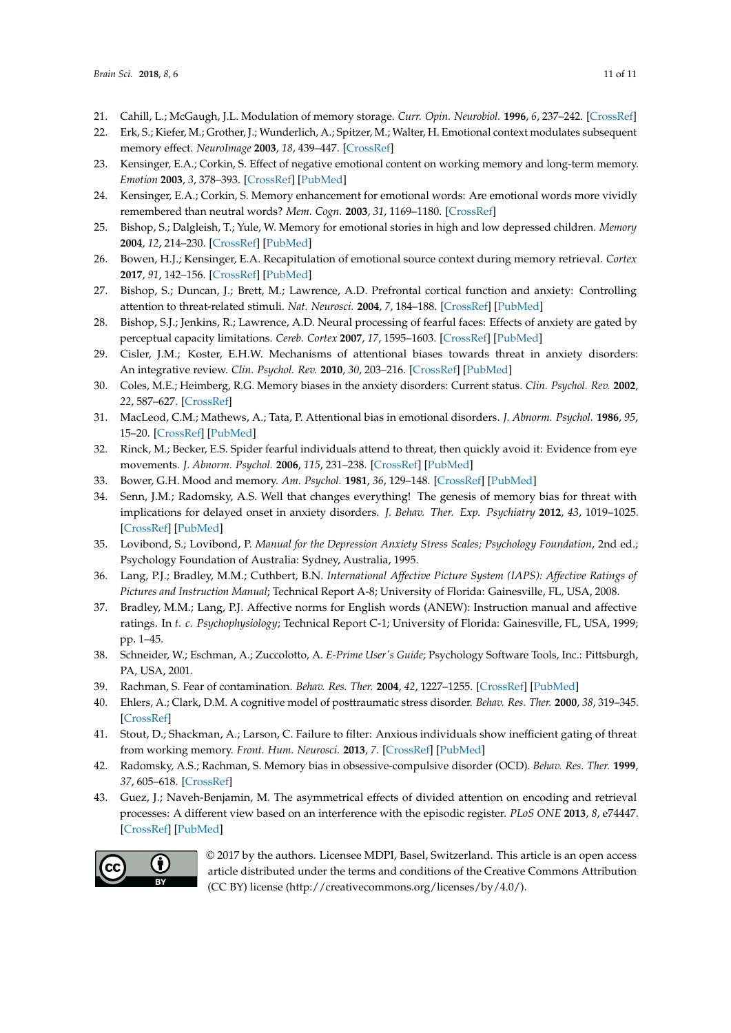21. Cahill, L.; McGaugh, J.L. Modulation of memory storage. *Curr. Opin. Neurobiol.* **1996**, *6*, 237–242. [CrossRef]
22. Erk, S.; Kiefer, M.; Grother, J.; Wunderlich, A.; Spitzer, M.; Walter, H. Emotional context modulates subsequent memory effect. *NeuroImage* **2003**, *18*, 439–447. [CrossRef]
23. Kensinger, E.A.; Corkin, S. Effect of negative emotional content on working memory and long-term memory. *Emotion* **2003**, *3*, 378–393. [CrossRef] [PubMed]
24. Kensinger, E.A.; Corkin, S. Memory enhancement for emotional words: Are emotional words more vividly remembered than neutral words? *Mem. Cogn.* **2003**, *31*, 1169–1180. [CrossRef]
25. Bishop, S.; Dalgleish, T.; Yule, W. Memory for emotional stories in high and low depressed children. *Memory* **2004**, *12*, 214–230. [CrossRef] [PubMed]
26. Bowen, H.J.; Kensinger, E.A. Recapitulation of emotional source context during memory retrieval. *Cortex* **2017**, *91*, 142–156. [CrossRef] [PubMed]
27. Bishop, S.; Duncan, J.; Brett, M.; Lawrence, A.D. Prefrontal cortical function and anxiety: Controlling attention to threat-related stimuli. *Nat. Neurosci.* **2004**, *7*, 184–188. [CrossRef] [PubMed]
28. Bishop, S.J.; Jenkins, R.; Lawrence, A.D. Neural processing of fearful faces: Effects of anxiety are gated by perceptual capacity limitations. *Cereb. Cortex* **2007**, *17*, 1595–1603. [CrossRef] [PubMed]
29. Cisler, J.M.; Koster, E.H.W. Mechanisms of attentional biases towards threat in anxiety disorders: An integrative review. *Clin. Psychol. Rev.* **2010**, *30*, 203–216. [CrossRef] [PubMed]
30. Coles, M.E.; Heimberg, R.G. Memory biases in the anxiety disorders: Current status. *Clin. Psychol. Rev.* **2002**, *22*, 587–627. [CrossRef]
31. MacLeod, C.M.; Mathews, A.; Tata, P. Attentional bias in emotional disorders. *J. Abnorm. Psychol.* **1986**, *95*, 15–20. [CrossRef] [PubMed]
32. Rinck, M.; Becker, E.S. Spider fearful individuals attend to threat, then quickly avoid it: Evidence from eye movements. *J. Abnorm. Psychol.* **2006**, *115*, 231–238. [CrossRef] [PubMed]
33. Bower, G.H. Mood and memory. *Am. Psychol.* **1981**, *36*, 129–148. [CrossRef] [PubMed]
34. Senn, J.M.; Radomsky, A.S. Well that changes everything! The genesis of memory bias for threat with implications for delayed onset in anxiety disorders. *J. Behav. Ther. Exp. Psychiatry* **2012**, *43*, 1019–1025. [CrossRef] [PubMed]
35. Lovibond, S.; Lovibond, P. *Manual for the Depression Anxiety Stress Scales; Psychology Foundation*, 2nd ed.; Psychology Foundation of Australia: Sydney, Australia, 1995.
36. Lang, P.J.; Bradley, M.M.; Cuthbert, B.N. *International Affective Picture System (IAPS): Affective Ratings of Pictures and Instruction Manual*; Technical Report A-8; University of Florida: Gainesville, FL, USA, 2008.
37. Bradley, M.M.; Lang, P.J. Affective norms for English words (ANEW): Instruction manual and affective ratings. In *t. c. Psychophysiology*; Technical Report C-1; University of Florida: Gainesville, FL, USA, 1999; pp. 1–45.
38. Schneider, W.; Eschman, A.; Zuccolotto, A. *E-Prime User's Guide*; Psychology Software Tools, Inc.: Pittsburgh, PA, USA, 2001.
39. Rachman, S. Fear of contamination. *Behav. Res. Ther.* **2004**, *42*, 1227–1255. [CrossRef] [PubMed]
40. Ehlers, A.; Clark, D.M. A cognitive model of posttraumatic stress disorder. *Behav. Res. Ther.* **2000**, *38*, 319–345. [CrossRef]
41. Stout, D.; Shackman, A.; Larson, C. Failure to filter: Anxious individuals show inefficient gating of threat from working memory. *Front. Hum. Neurosci.* **2013**, *7*. [CrossRef] [PubMed]
42. Radomsky, A.S.; Rachman, S. Memory bias in obsessive-compulsive disorder (OCD). *Behav. Res. Ther.* **1999**, *37*, 605–618. [CrossRef]
43. Guez, J.; Naveh-Benjamin, M. The asymmetrical effects of divided attention on encoding and retrieval processes: A different view based on an interference with the episodic register. *PLoS ONE* **2013**, *8*, e74447. [CrossRef] [PubMed]

© 2017 by the authors. Licensee MDPI, Basel, Switzerland. This article is an open access article distributed under the terms and conditions of the Creative Commons Attribution (CC BY) license (http://creativecommons.org/licenses/by/4.0/).